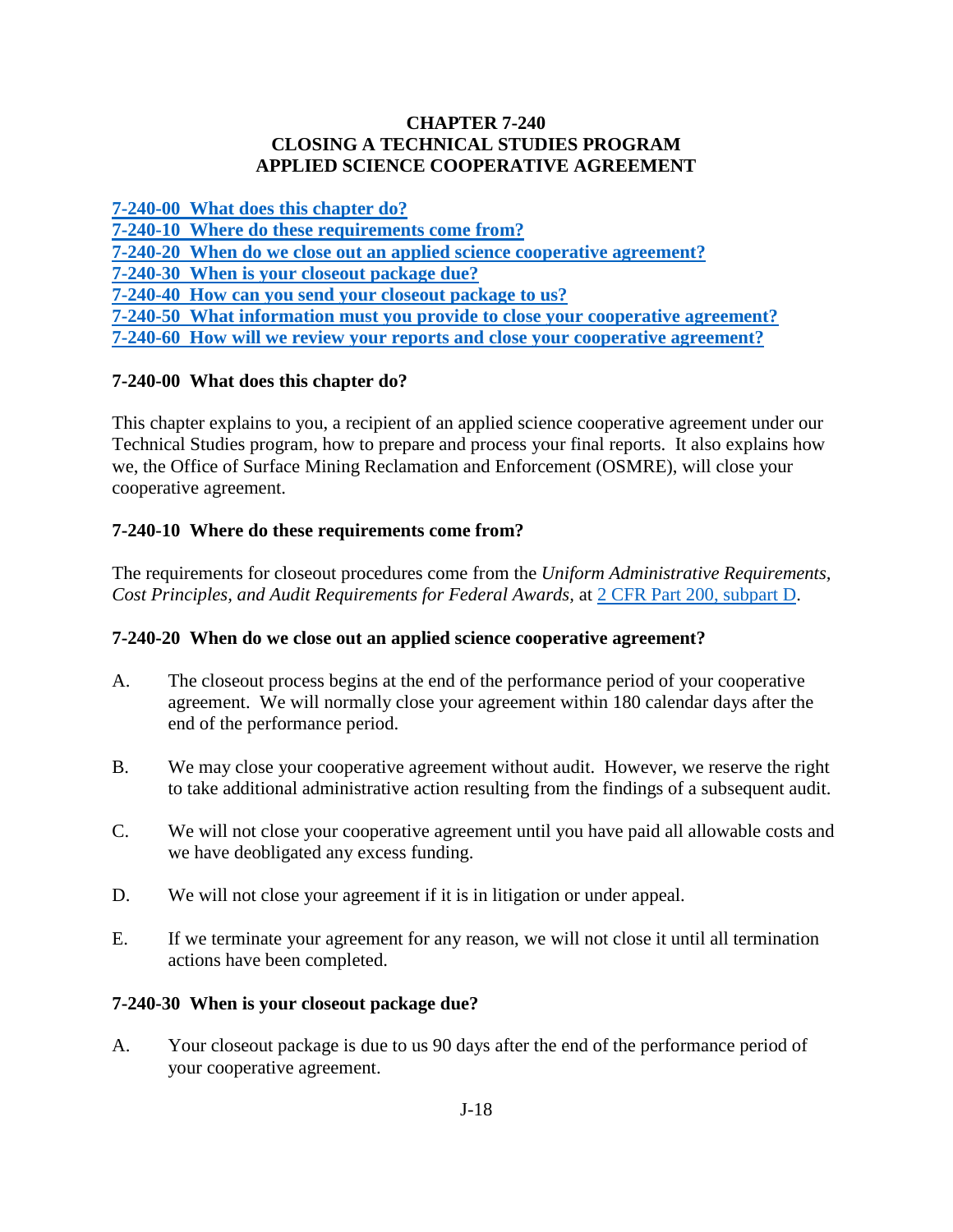# CHAPTER 7-240
# CLOSING A TECHNICAL STUDIES PROGRAM APPLIED SCIENCE COOPERATIVE AGREEMENT

[7-240-00 What does this chapter do?](#)
[7-240-10 Where do these requirements come from?](#)
[7-240-20 When do we close out an applied science cooperative agreement?](#)
[7-240-30 When is your closeout package due?](#)
[7-240-40 How can you send your closeout package to us?](#)
[7-240-50 What information must you provide to close your cooperative agreement?](#)
[7-240-60 How will we review your reports and close your cooperative agreement?](#)

## 7-240-00 What does this chapter do?

This chapter explains to you, a recipient of an applied science cooperative agreement under our Technical Studies program, how to prepare and process your final reports. It also explains how we, the Office of Surface Mining Reclamation and Enforcement (OSMRE), will close your cooperative agreement.

## 7-240-10 Where do these requirements come from?

The requirements for closeout procedures come from the *Uniform Administrative Requirements, Cost Principles, and Audit Requirements for Federal Awards,* at [2 CFR Part 200, subpart D](#).

## 7-240-20 When do we close out an applied science cooperative agreement?

A. The closeout process begins at the end of the performance period of your cooperative agreement. We will normally close your agreement within 180 calendar days after the end of the performance period.

B. We may close your cooperative agreement without audit. However, we reserve the right to take additional administrative action resulting from the findings of a subsequent audit.

C. We will not close your cooperative agreement until you have paid all allowable costs and we have deobligated any excess funding.

D. We will not close your agreement if it is in litigation or under appeal.

E. If we terminate your agreement for any reason, we will not close it until all termination actions have been completed.

## 7-240-30 When is your closeout package due?

A. Your closeout package is due to us 90 days after the end of the performance period of your cooperative agreement.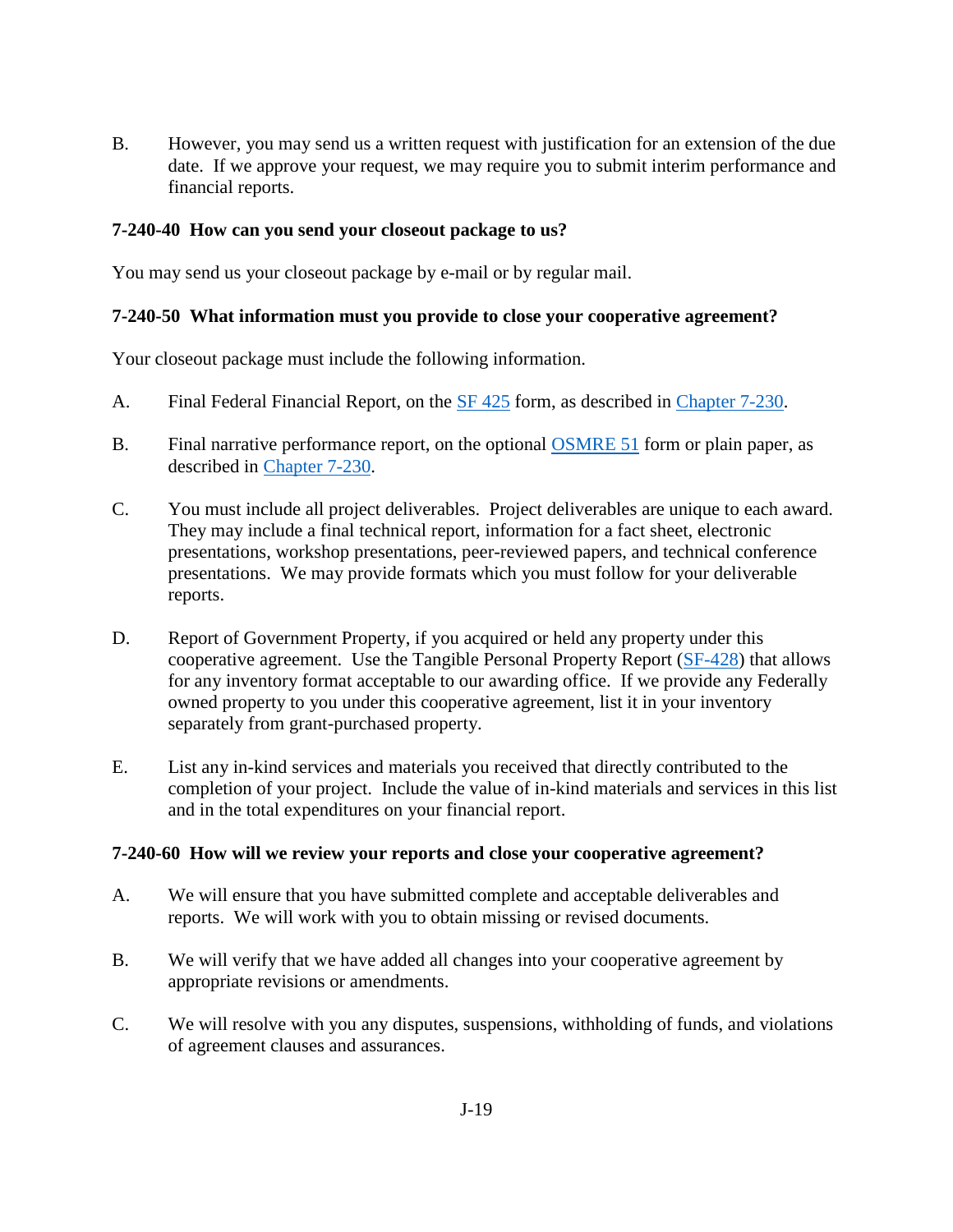B. However, you may send us a written request with justification for an extension of the due date. If we approve your request, we may require you to submit interim performance and financial reports.

### 7-240-40 How can you send your closeout package to us?

You may send us your closeout package by e-mail or by regular mail.

### 7-240-50 What information must you provide to close your cooperative agreement?

Your closeout package must include the following information.

A. Final Federal Financial Report, on the SF 425 form, as described in Chapter 7-230.

B. Final narrative performance report, on the optional OSMRE 51 form or plain paper, as described in Chapter 7-230.

C. You must include all project deliverables. Project deliverables are unique to each award. They may include a final technical report, information for a fact sheet, electronic presentations, workshop presentations, peer-reviewed papers, and technical conference presentations. We may provide formats which you must follow for your deliverable reports.

D. Report of Government Property, if you acquired or held any property under this cooperative agreement. Use the Tangible Personal Property Report (SF-428) that allows for any inventory format acceptable to our awarding office. If we provide any Federally owned property to you under this cooperative agreement, list it in your inventory separately from grant-purchased property.

E. List any in-kind services and materials you received that directly contributed to the completion of your project. Include the value of in-kind materials and services in this list and in the total expenditures on your financial report.

### 7-240-60 How will we review your reports and close your cooperative agreement?

A. We will ensure that you have submitted complete and acceptable deliverables and reports. We will work with you to obtain missing or revised documents.

B. We will verify that we have added all changes into your cooperative agreement by appropriate revisions or amendments.

C. We will resolve with you any disputes, suspensions, withholding of funds, and violations of agreement clauses and assurances.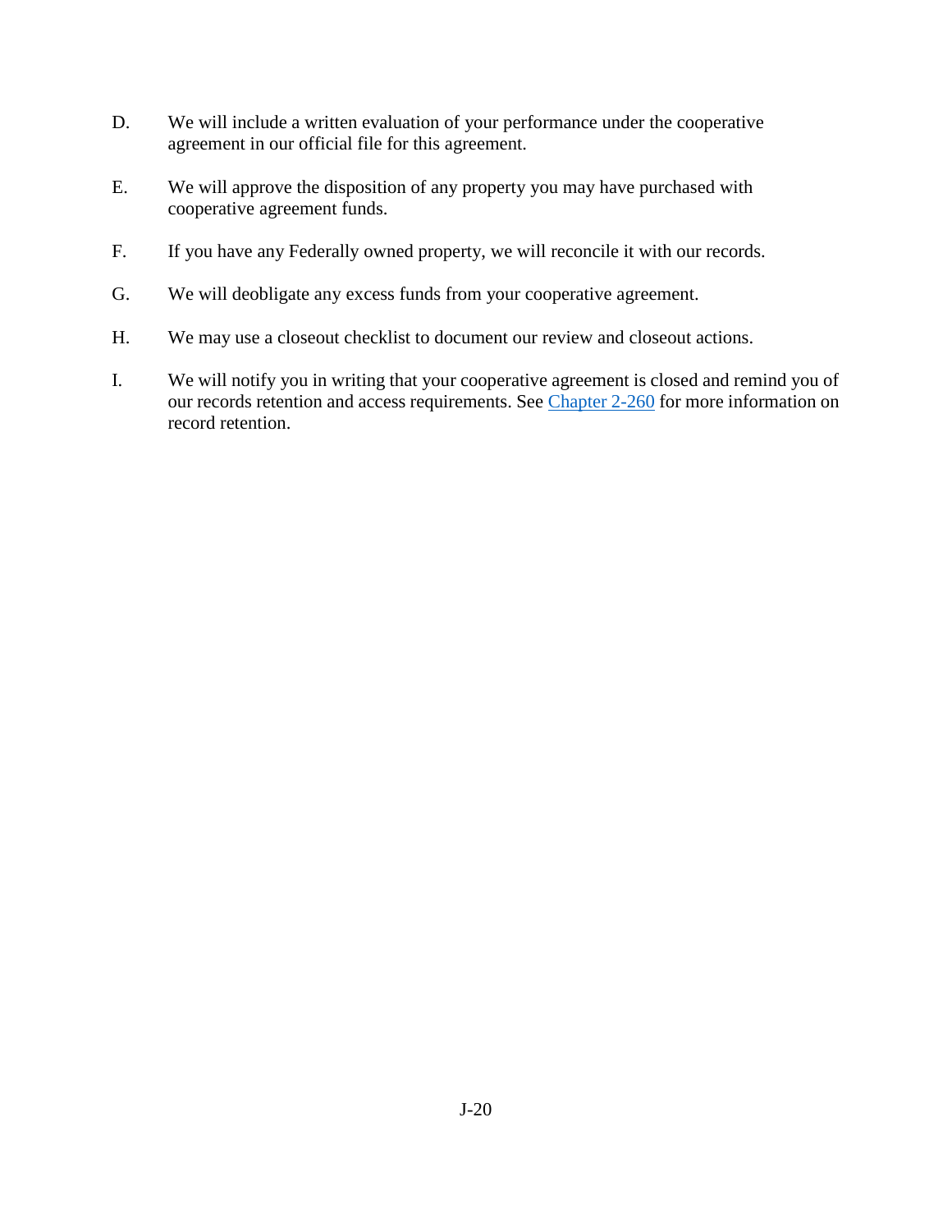D. We will include a written evaluation of your performance under the cooperative agreement in our official file for this agreement.

E. We will approve the disposition of any property you may have purchased with cooperative agreement funds.

F. If you have any Federally owned property, we will reconcile it with our records.

G. We will deobligate any excess funds from your cooperative agreement.

H. We may use a closeout checklist to document our review and closeout actions.

I. We will notify you in writing that your cooperative agreement is closed and remind you of our records retention and access requirements. See Chapter 2-260 for more information on record retention.